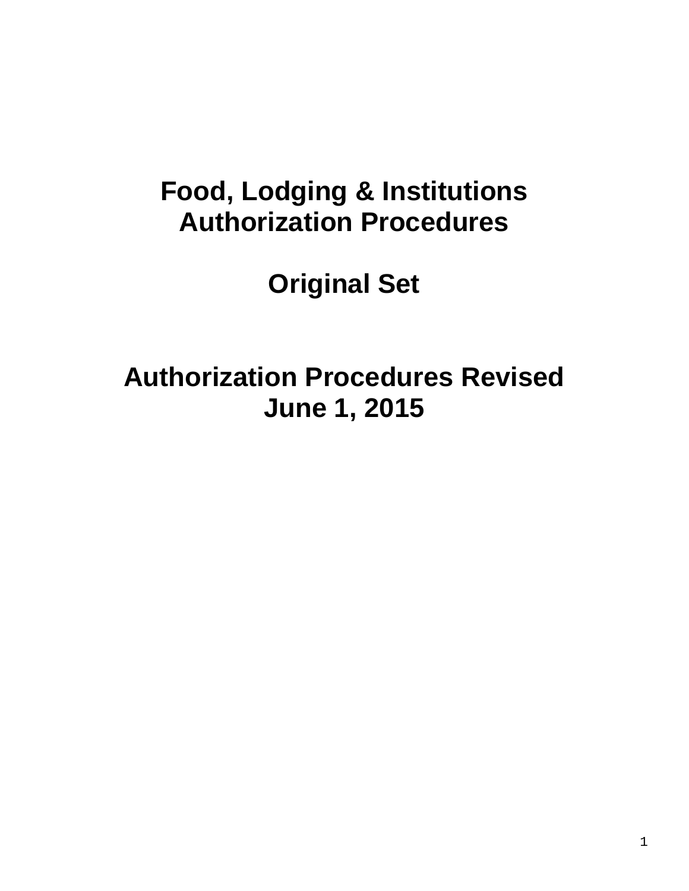# Food, Lodging & Institutions Authorization Procedures

## Original Set

## Authorization Procedures Revised June 1, 2015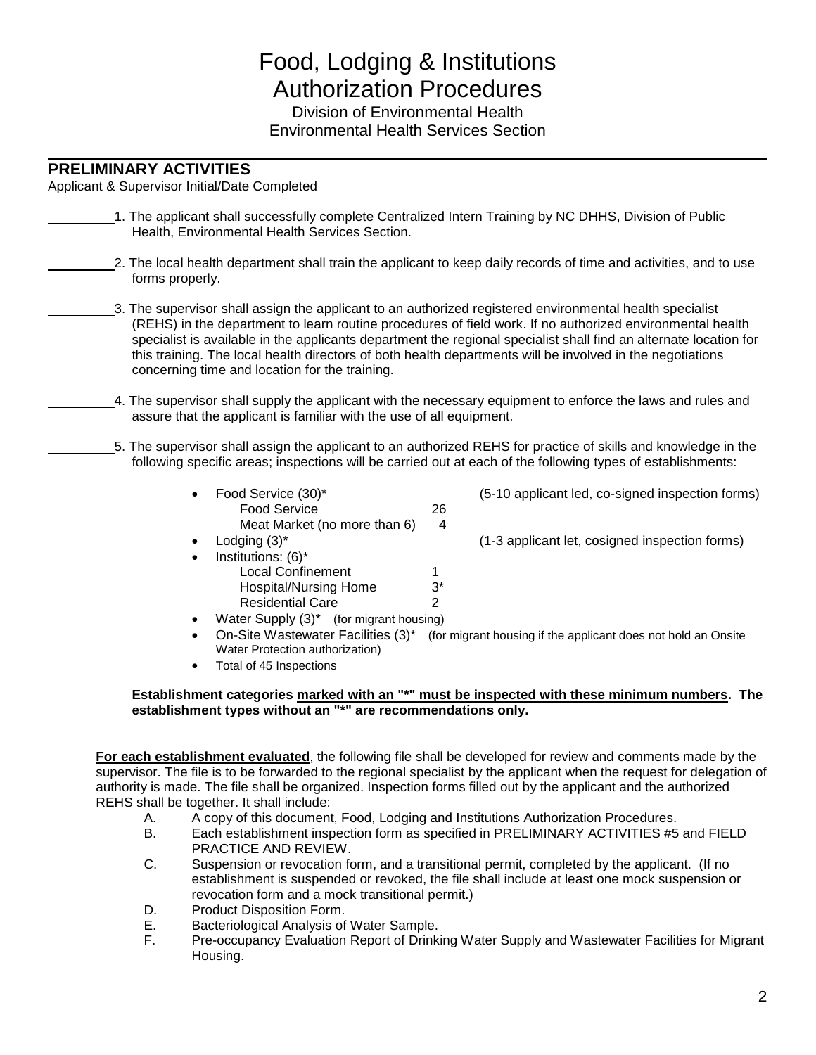# Food, Lodging & Institutions
# Authorization Procedures

Division of Environmental Health
Environmental Health Services Section

## PRELIMINARY ACTIVITIES

Applicant & Supervisor Initial/Date Completed

\_\_\_\_\_\_\_\_\_ 1. The applicant shall successfully complete Centralized Intern Training by NC DHHS, Division of Public Health, Environmental Health Services Section.

\_\_\_\_\_\_\_\_\_ 2. The local health department shall train the applicant to keep daily records of time and activities, and to use forms properly.

\_\_\_\_\_\_\_\_\_ 3. The supervisor shall assign the applicant to an authorized registered environmental health specialist (REHS) in the department to learn routine procedures of field work. If no authorized environmental health specialist is available in the applicants department the regional specialist shall find an alternate location for this training. The local health directors of both health departments will be involved in the negotiations concerning time and location for the training.

\_\_\_\_\_\_\_\_\_ 4. The supervisor shall supply the applicant with the necessary equipment to enforce the laws and rules and assure that the applicant is familiar with the use of all equipment.

\_\_\_\_\_\_\_\_\_ 5. The supervisor shall assign the applicant to an authorized REHS for practice of skills and knowledge in the following specific areas; inspections will be carried out at each of the following types of establishments:

- Food Service (30)* (5-10 applicant led, co-signed inspection forms)
  - Food Service 26
  - Meat Market (no more than 6) 4
- Lodging (3)* (1-3 applicant let, cosigned inspection forms)
- Institutions: (6)*
  - Local Confinement 1
  - Hospital/Nursing Home 3*
  - Residential Care 2
- Water Supply (3)* (for migrant housing)
- On-Site Wastewater Facilities (3)* (for migrant housing if the applicant does not hold an Onsite Water Protection authorization)
- Total of 45 Inspections

**Establishment categories <u>marked with an "*" must be inspected with these minimum numbers</u>. The establishment types without an "*" are recommendations only.**

**<u>For each establishment evaluated</u>**, the following file shall be developed for review and comments made by the supervisor. The file is to be forwarded to the regional specialist by the applicant when the request for delegation of authority is made. The file shall be organized. Inspection forms filled out by the applicant and the authorized REHS shall be together. It shall include:

A. A copy of this document, Food, Lodging and Institutions Authorization Procedures.

B. Each establishment inspection form as specified in PRELIMINARY ACTIVITIES #5 and FIELD PRACTICE AND REVIEW.

C. Suspension or revocation form, and a transitional permit, completed by the applicant. (If no establishment is suspended or revoked, the file shall include at least one mock suspension or revocation form and a mock transitional permit.)

D. Product Disposition Form.

E. Bacteriological Analysis of Water Sample.

F. Pre-occupancy Evaluation Report of Drinking Water Supply and Wastewater Facilities for Migrant Housing.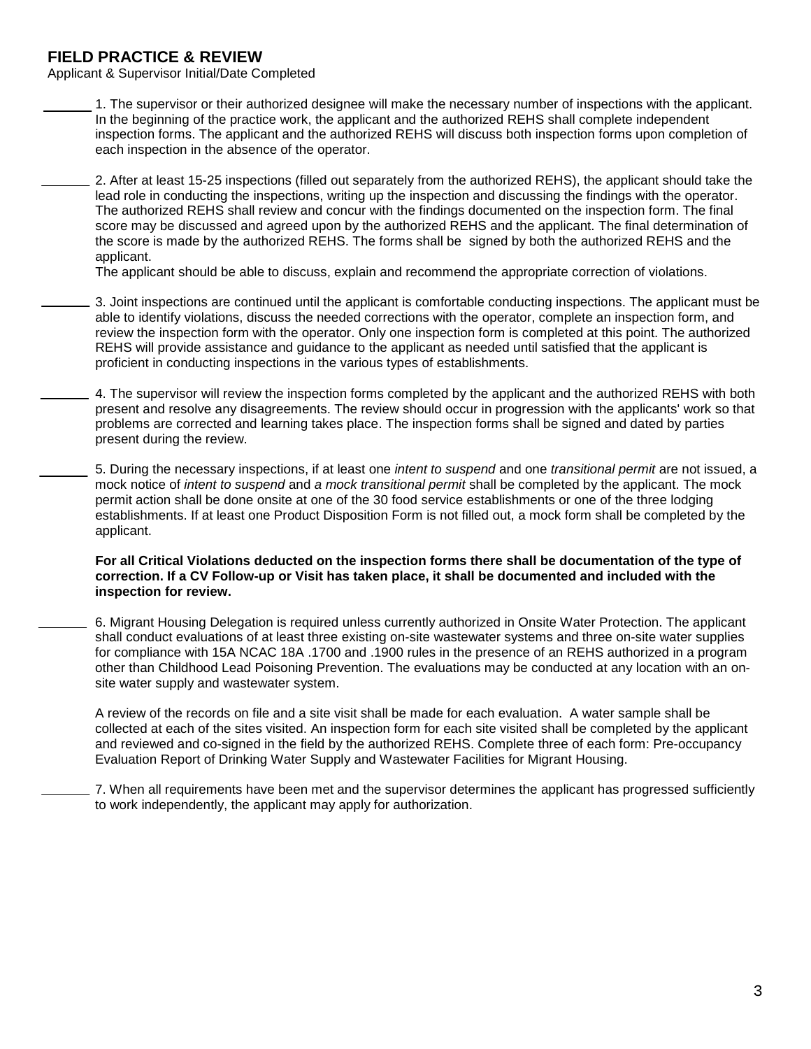## FIELD PRACTICE & REVIEW

Applicant & Supervisor Initial/Date Completed

_______ 1. The supervisor or their authorized designee will make the necessary number of inspections with the applicant. In the beginning of the practice work, the applicant and the authorized REHS shall complete independent inspection forms. The applicant and the authorized REHS will discuss both inspection forms upon completion of each inspection in the absence of the operator.

_______ 2. After at least 15-25 inspections (filled out separately from the authorized REHS), the applicant should take the lead role in conducting the inspections, writing up the inspection and discussing the findings with the operator. The authorized REHS shall review and concur with the findings documented on the inspection form. The final score may be discussed and agreed upon by the authorized REHS and the applicant. The final determination of the score is made by the authorized REHS. The forms shall be signed by both the authorized REHS and the applicant.

The applicant should be able to discuss, explain and recommend the appropriate correction of violations.

_______ 3. Joint inspections are continued until the applicant is comfortable conducting inspections. The applicant must be able to identify violations, discuss the needed corrections with the operator, complete an inspection form, and review the inspection form with the operator. Only one inspection form is completed at this point. The authorized REHS will provide assistance and guidance to the applicant as needed until satisfied that the applicant is proficient in conducting inspections in the various types of establishments.

_______ 4. The supervisor will review the inspection forms completed by the applicant and the authorized REHS with both present and resolve any disagreements. The review should occur in progression with the applicants' work so that problems are corrected and learning takes place. The inspection forms shall be signed and dated by parties present during the review.

_______ 5. During the necessary inspections, if at least one *intent to suspend* and one *transitional permit* are not issued, a mock notice of *intent to suspend* and *a mock transitional permit* shall be completed by the applicant. The mock permit action shall be done onsite at one of the 30 food service establishments or one of the three lodging establishments. If at least one Product Disposition Form is not filled out, a mock form shall be completed by the applicant.

**For all Critical Violations deducted on the inspection forms there shall be documentation of the type of correction. If a CV Follow-up or Visit has taken place, it shall be documented and included with the inspection for review.**

_______ 6. Migrant Housing Delegation is required unless currently authorized in Onsite Water Protection. The applicant shall conduct evaluations of at least three existing on-site wastewater systems and three on-site water supplies for compliance with 15A NCAC 18A .1700 and .1900 rules in the presence of an REHS authorized in a program other than Childhood Lead Poisoning Prevention. The evaluations may be conducted at any location with an on-site water supply and wastewater system.

A review of the records on file and a site visit shall be made for each evaluation. A water sample shall be collected at each of the sites visited. An inspection form for each site visited shall be completed by the applicant and reviewed and co-signed in the field by the authorized REHS. Complete three of each form: Pre-occupancy Evaluation Report of Drinking Water Supply and Wastewater Facilities for Migrant Housing.

_______ 7. When all requirements have been met and the supervisor determines the applicant has progressed sufficiently to work independently, the applicant may apply for authorization.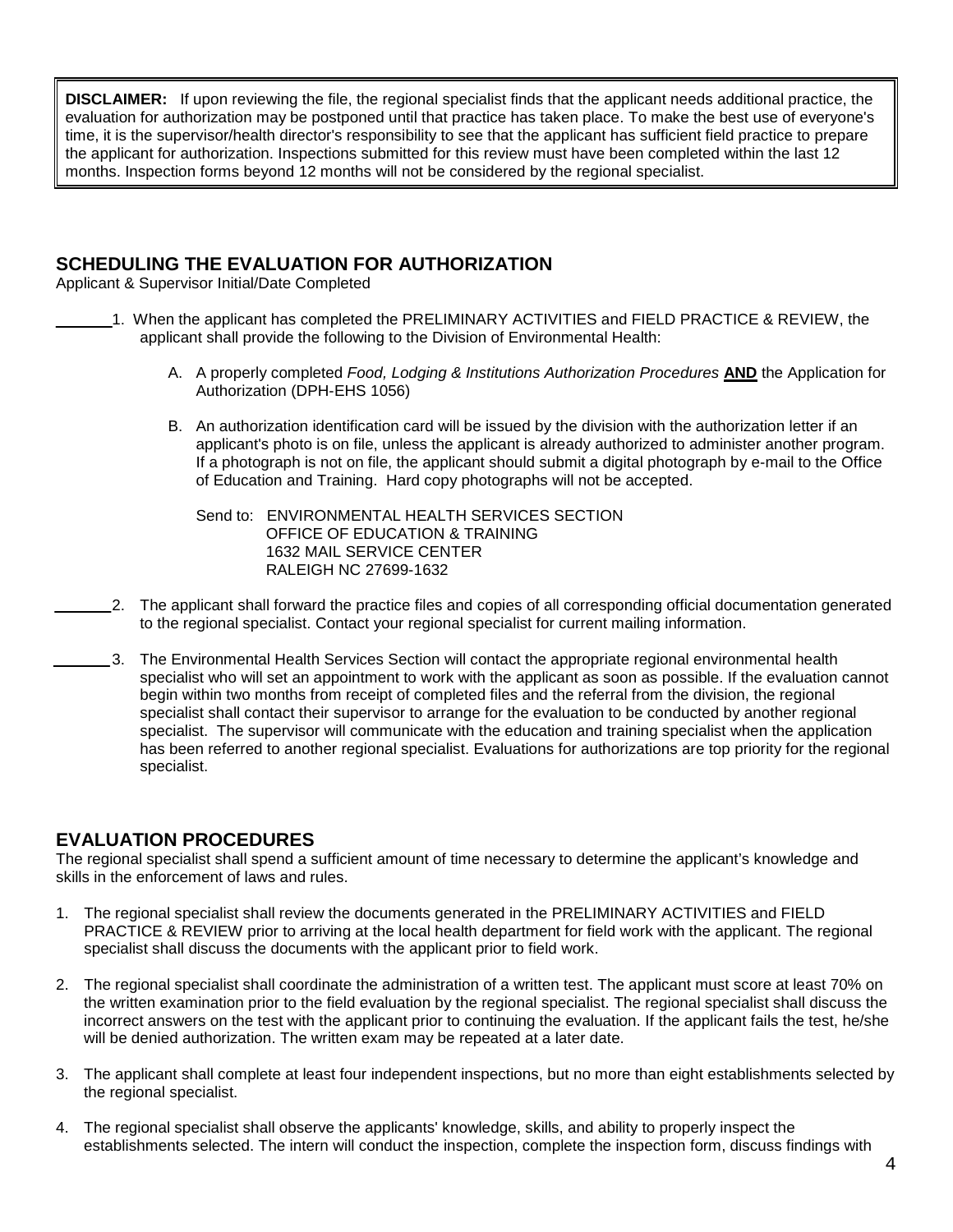**DISCLAIMER:** If upon reviewing the file, the regional specialist finds that the applicant needs additional practice, the evaluation for authorization may be postponed until that practice has taken place. To make the best use of everyone's time, it is the supervisor/health director's responsibility to see that the applicant has sufficient field practice to prepare the applicant for authorization. Inspections submitted for this review must have been completed within the last 12 months. Inspection forms beyond 12 months will not be considered by the regional specialist.

## SCHEDULING THE EVALUATION FOR AUTHORIZATION

Applicant & Supervisor Initial/Date Completed

______ 1. When the applicant has completed the PRELIMINARY ACTIVITIES and FIELD PRACTICE & REVIEW, the applicant shall provide the following to the Division of Environmental Health:

A. A properly completed *Food, Lodging & Institutions Authorization Procedures* **AND** the Application for Authorization (DPH-EHS 1056)

B. An authorization identification card will be issued by the division with the authorization letter if an applicant's photo is on file, unless the applicant is already authorized to administer another program. If a photograph is not on file, the applicant should submit a digital photograph by e-mail to the Office of Education and Training. Hard copy photographs will not be accepted.

Send to: ENVIRONMENTAL HEALTH SERVICES SECTION
OFFICE OF EDUCATION & TRAINING
1632 MAIL SERVICE CENTER
RALEIGH NC 27699-1632

______ 2. The applicant shall forward the practice files and copies of all corresponding official documentation generated to the regional specialist. Contact your regional specialist for current mailing information.

______ 3. The Environmental Health Services Section will contact the appropriate regional environmental health specialist who will set an appointment to work with the applicant as soon as possible. If the evaluation cannot begin within two months from receipt of completed files and the referral from the division, the regional specialist shall contact their supervisor to arrange for the evaluation to be conducted by another regional specialist. The supervisor will communicate with the education and training specialist when the application has been referred to another regional specialist. Evaluations for authorizations are top priority for the regional specialist.

## EVALUATION PROCEDURES

The regional specialist shall spend a sufficient amount of time necessary to determine the applicant's knowledge and skills in the enforcement of laws and rules.

1. The regional specialist shall review the documents generated in the PRELIMINARY ACTIVITIES and FIELD PRACTICE & REVIEW prior to arriving at the local health department for field work with the applicant. The regional specialist shall discuss the documents with the applicant prior to field work.
2. The regional specialist shall coordinate the administration of a written test. The applicant must score at least 70% on the written examination prior to the field evaluation by the regional specialist. The regional specialist shall discuss the incorrect answers on the test with the applicant prior to continuing the evaluation. If the applicant fails the test, he/she will be denied authorization. The written exam may be repeated at a later date.
3. The applicant shall complete at least four independent inspections, but no more than eight establishments selected by the regional specialist.
4. The regional specialist shall observe the applicants' knowledge, skills, and ability to properly inspect the establishments selected. The intern will conduct the inspection, complete the inspection form, discuss findings with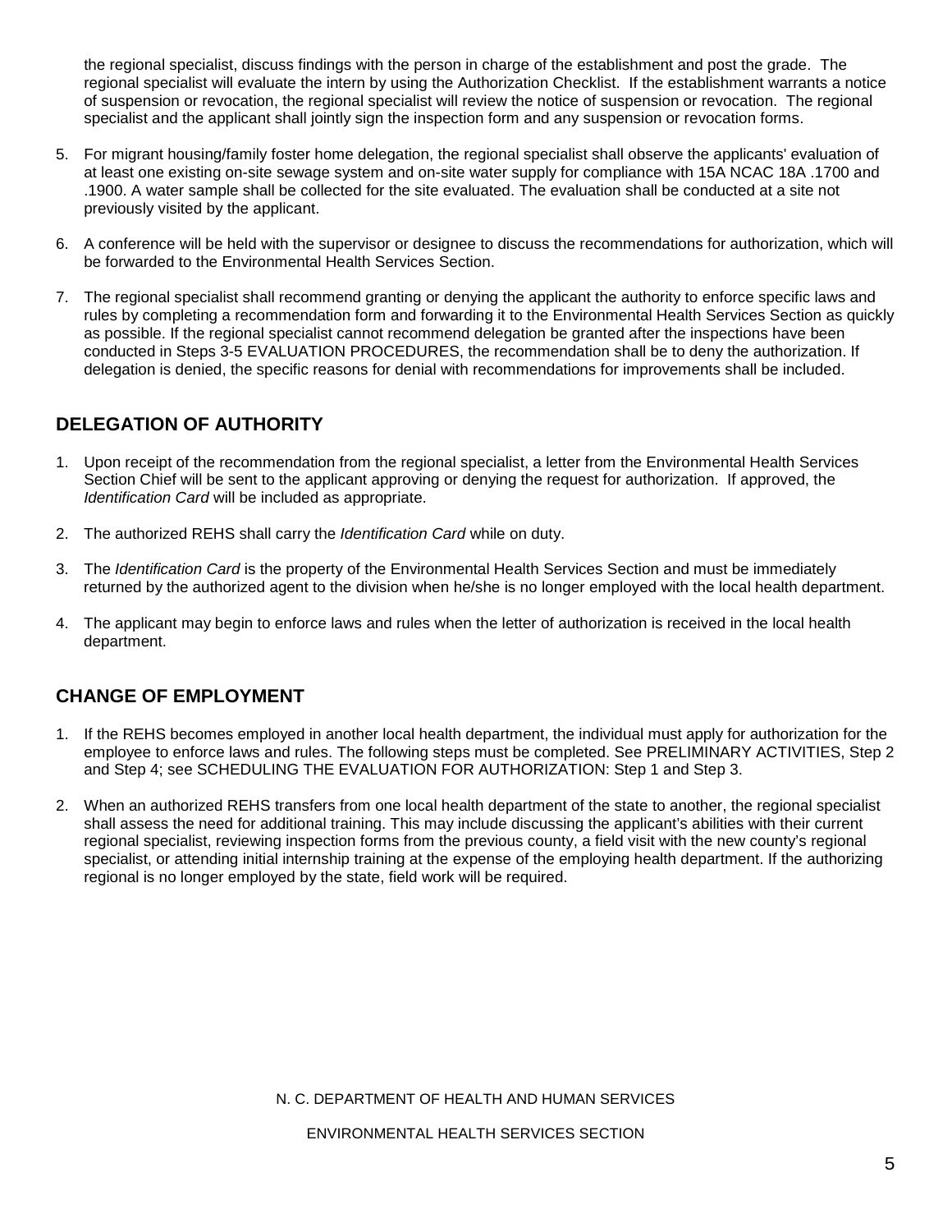the regional specialist, discuss findings with the person in charge of the establishment and post the grade. The regional specialist will evaluate the intern by using the Authorization Checklist. If the establishment warrants a notice of suspension or revocation, the regional specialist will review the notice of suspension or revocation. The regional specialist and the applicant shall jointly sign the inspection form and any suspension or revocation forms.

5. For migrant housing/family foster home delegation, the regional specialist shall observe the applicants' evaluation of at least one existing on-site sewage system and on-site water supply for compliance with 15A NCAC 18A .1700 and .1900. A water sample shall be collected for the site evaluated. The evaluation shall be conducted at a site not previously visited by the applicant.
6. A conference will be held with the supervisor or designee to discuss the recommendations for authorization, which will be forwarded to the Environmental Health Services Section.
7. The regional specialist shall recommend granting or denying the applicant the authority to enforce specific laws and rules by completing a recommendation form and forwarding it to the Environmental Health Services Section as quickly as possible. If the regional specialist cannot recommend delegation be granted after the inspections have been conducted in Steps 3-5 EVALUATION PROCEDURES, the recommendation shall be to deny the authorization. If delegation is denied, the specific reasons for denial with recommendations for improvements shall be included.

## DELEGATION OF AUTHORITY

1. Upon receipt of the recommendation from the regional specialist, a letter from the Environmental Health Services Section Chief will be sent to the applicant approving or denying the request for authorization. If approved, the *Identification Card* will be included as appropriate.
2. The authorized REHS shall carry the *Identification Card* while on duty.
3. The *Identification Card* is the property of the Environmental Health Services Section and must be immediately returned by the authorized agent to the division when he/she is no longer employed with the local health department.
4. The applicant may begin to enforce laws and rules when the letter of authorization is received in the local health department.

## CHANGE OF EMPLOYMENT

1. If the REHS becomes employed in another local health department, the individual must apply for authorization for the employee to enforce laws and rules. The following steps must be completed. See PRELIMINARY ACTIVITIES, Step 2 and Step 4; see SCHEDULING THE EVALUATION FOR AUTHORIZATION: Step 1 and Step 3.
2. When an authorized REHS transfers from one local health department of the state to another, the regional specialist shall assess the need for additional training. This may include discussing the applicant's abilities with their current regional specialist, reviewing inspection forms from the previous county, a field visit with the new county's regional specialist, or attending initial internship training at the expense of the employing health department. If the authorizing regional is no longer employed by the state, field work will be required.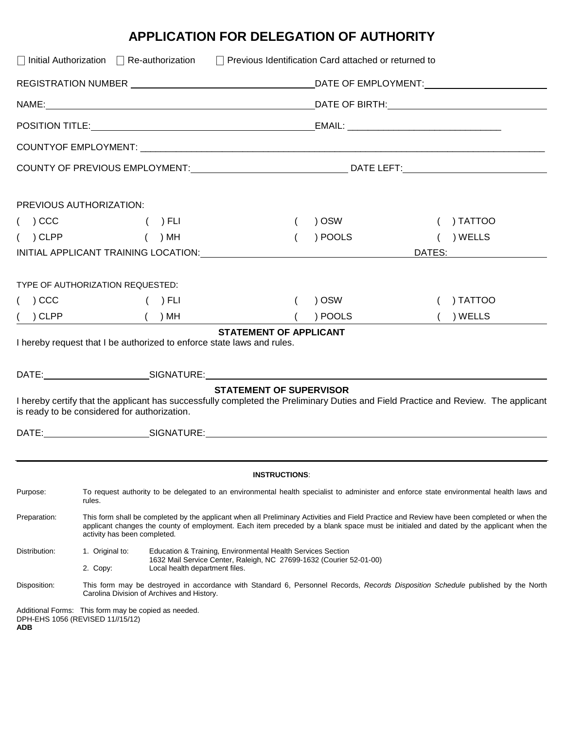# APPLICATION FOR DELEGATION OF AUTHORITY

☐ Initial Authorization ☐ Re-authorization ☐ Previous Identification Card attached or returned to

REGISTRATION NUMBER ______________________ DATE OF EMPLOYMENT: ______________________

NAME: ______________________ DATE OF BIRTH: ______________________

POSITION TITLE: ______________________ EMAIL: ______________________

COUNTYOF EMPLOYMENT: ______________________

COUNTY OF PREVIOUS EMPLOYMENT: ______________________ DATE LEFT: ______________________

PREVIOUS AUTHORIZATION:

| | | | |
|---|---|---|---|
| ( ) CCC | ( ) FLI | ( ) OSW | ( ) TATTOO |
| ( ) CLPP | ( ) MH | ( ) POOLS | ( ) WELLS |

INITIAL APPLICANT TRAINING LOCATION: ______________________ DATES: ______________________

TYPE OF AUTHORIZATION REQUESTED:

| | | | |
|---|---|---|---|
| ( ) CCC | ( ) FLI | ( ) OSW | ( ) TATTOO |
| ( ) CLPP | ( ) MH | ( ) POOLS | ( ) WELLS |

**STATEMENT OF APPLICANT**

I hereby request that I be authorized to enforce state laws and rules.

DATE: ______________________ SIGNATURE: ______________________

**STATEMENT OF SUPERVISOR**

I hereby certify that the applicant has successfully completed the Preliminary Duties and Field Practice and Review. The applicant is ready to be considered for authorization.

DATE: ______________________ SIGNATURE: ______________________

**INSTRUCTIONS**:

Purpose: To request authority to be delegated to an environmental health specialist to administer and enforce state environmental health laws and rules.

Preparation: This form shall be completed by the applicant when all Preliminary Activities and Field Practice and Review have been completed or when the applicant changes the county of employment. Each item preceded by a blank space must be initialed and dated by the applicant when the activity has been completed.

Distribution:
1. Original to: Education & Training, Environmental Health Services Section
   1632 Mail Service Center, Raleigh, NC 27699-1632 (Courier 52-01-00)
2. Copy: Local health department files.

Disposition: This form may be destroyed in accordance with Standard 6, Personnel Records, *Records Disposition Schedule* published by the North Carolina Division of Archives and History.

Additional Forms: This form may be copied as needed.
DPH-EHS 1056 (REVISED 11//15/12)
**ADB**